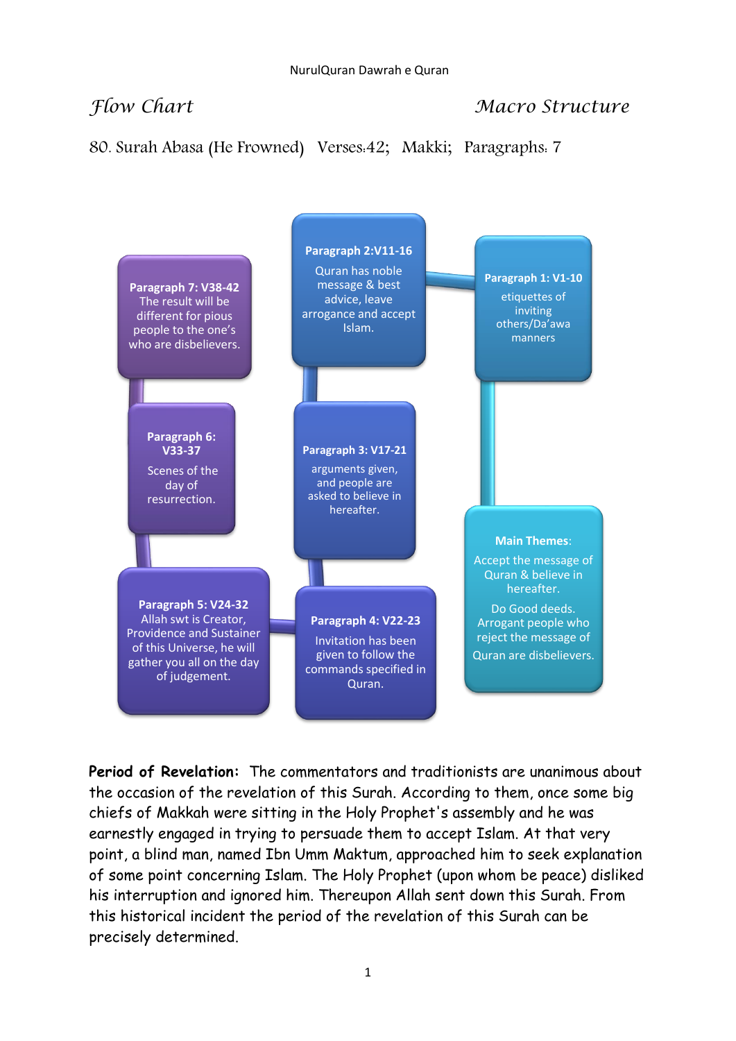*Flow Chart* *Macro Structure*

80. Surah Abasa (He Frowned) Verses:42; Makki; Paragraphs: 7

**Paragraph 1: V1-10**
etiquettes of inviting others/Da'awa manners

**Paragraph 2:V11-16**
Quran has noble message & best advice, leave arrogance and accept Islam.

**Paragraph 3: V17-21**
arguments given, and people are asked to believe in hereafter.

**Paragraph 4: V22-23**
Invitation has been given to follow the commands specified in Quran.

**Paragraph 5: V24-32**
Allah swt is Creator, Providence and Sustainer of this Universe, he will gather you all on the day of judgement.

**Paragraph 6: V33-37**
Scenes of the day of resurrection.

**Paragraph 7: V38-42**
The result will be different for pious people to the one's who are disbelievers.

**Main Themes**:
Accept the message of Quran & believe in hereafter.
Do Good deeds.
Arrogant people who reject the message of Quran are disbelievers.

**Period of Revelation:** The commentators and traditionists are unanimous about the occasion of the revelation of this Surah. According to them, once some big chiefs of Makkah were sitting in the Holy Prophet's assembly and he was earnestly engaged in trying to persuade them to accept Islam. At that very point, a blind man, named Ibn Umm Maktum, approached him to seek explanation of some point concerning Islam. The Holy Prophet (upon whom be peace) disliked his interruption and ignored him. Thereupon Allah sent down this Surah. From this historical incident the period of the revelation of this Surah can be precisely determined.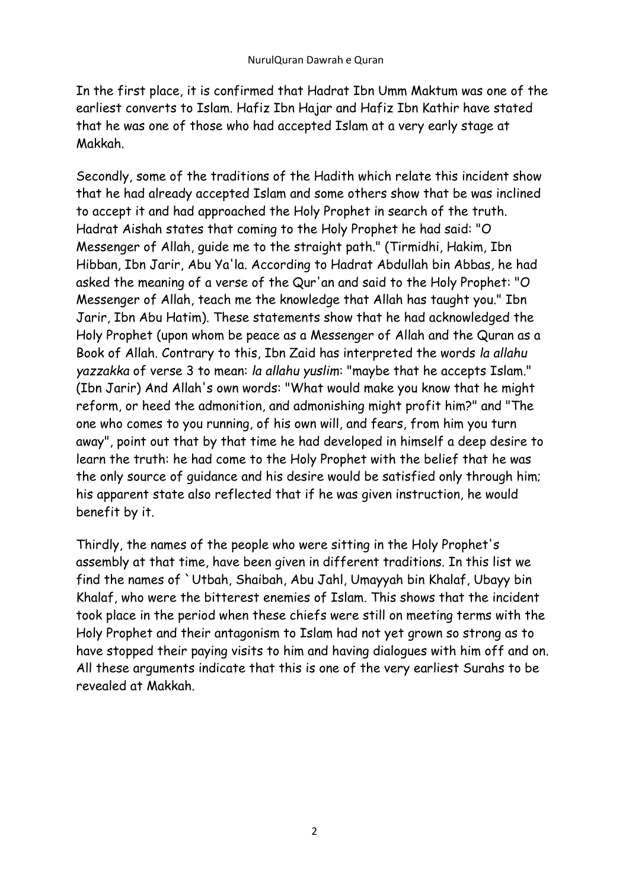In the first place, it is confirmed that Hadrat Ibn Umm Maktum was one of the earliest converts to Islam. Hafiz Ibn Hajar and Hafiz Ibn Kathir have stated that he was one of those who had accepted Islam at a very early stage at Makkah.

Secondly, some of the traditions of the Hadith which relate this incident show that he had already accepted Islam and some others show that be was inclined to accept it and had approached the Holy Prophet in search of the truth. Hadrat Aishah states that coming to the Holy Prophet he had said: "O Messenger of Allah, guide me to the straight path." (Tirmidhi, Hakim, Ibn Hibban, Ibn Jarir, Abu Ya'la. According to Hadrat Abdullah bin Abbas, he had asked the meaning of a verse of the Qur'an and said to the Holy Prophet: "O Messenger of Allah, teach me the knowledge that Allah has taught you." Ibn Jarir, Ibn Abu Hatim). These statements show that he had acknowledged the Holy Prophet (upon whom be peace as a Messenger of Allah and the Quran as a Book of Allah. Contrary to this, Ibn Zaid has interpreted the words *la allahu yazzakka* of verse 3 to mean: *la allahu yuslim*: "maybe that he accepts Islam." (Ibn Jarir) And Allah's own words: "What would make you know that he might reform, or heed the admonition, and admonishing might profit him?" and "The one who comes to you running, of his own will, and fears, from him you turn away", point out that by that time he had developed in himself a deep desire to learn the truth: he had come to the Holy Prophet with the belief that he was the only source of guidance and his desire would be satisfied only through him; his apparent state also reflected that if he was given instruction, he would benefit by it.

Thirdly, the names of the people who were sitting in the Holy Prophet's assembly at that time, have been given in different traditions. In this list we find the names of `Utbah, Shaibah, Abu Jahl, Umayyah bin Khalaf, Ubayy bin Khalaf, who were the bitterest enemies of Islam. This shows that the incident took place in the period when these chiefs were still on meeting terms with the Holy Prophet and their antagonism to Islam had not yet grown so strong as to have stopped their paying visits to him and having dialogues with him off and on. All these arguments indicate that this is one of the very earliest Surahs to be revealed at Makkah.